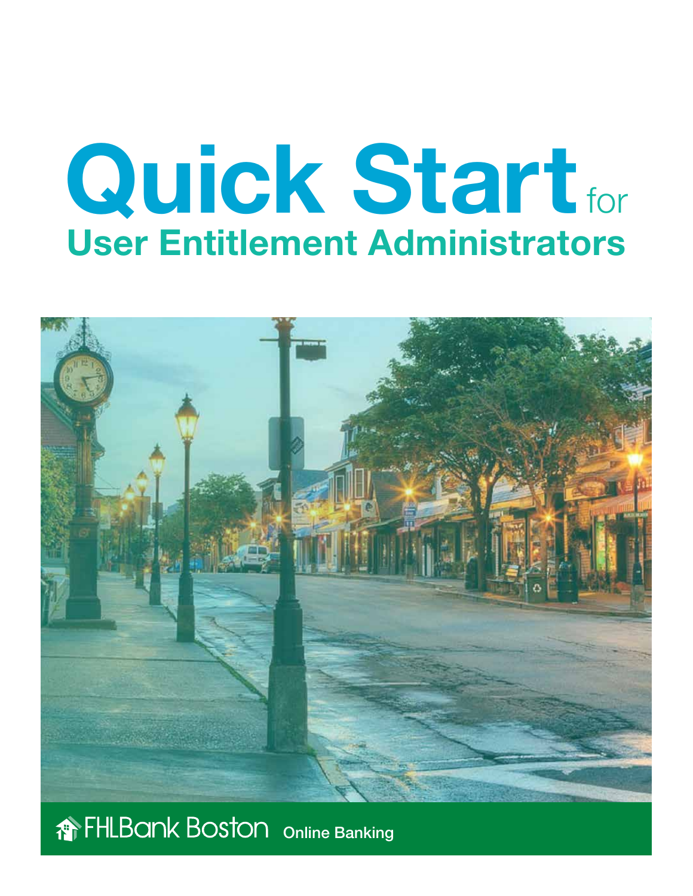# Quick Start for User Entitlement Administrators

FHLBank Boston Online Banking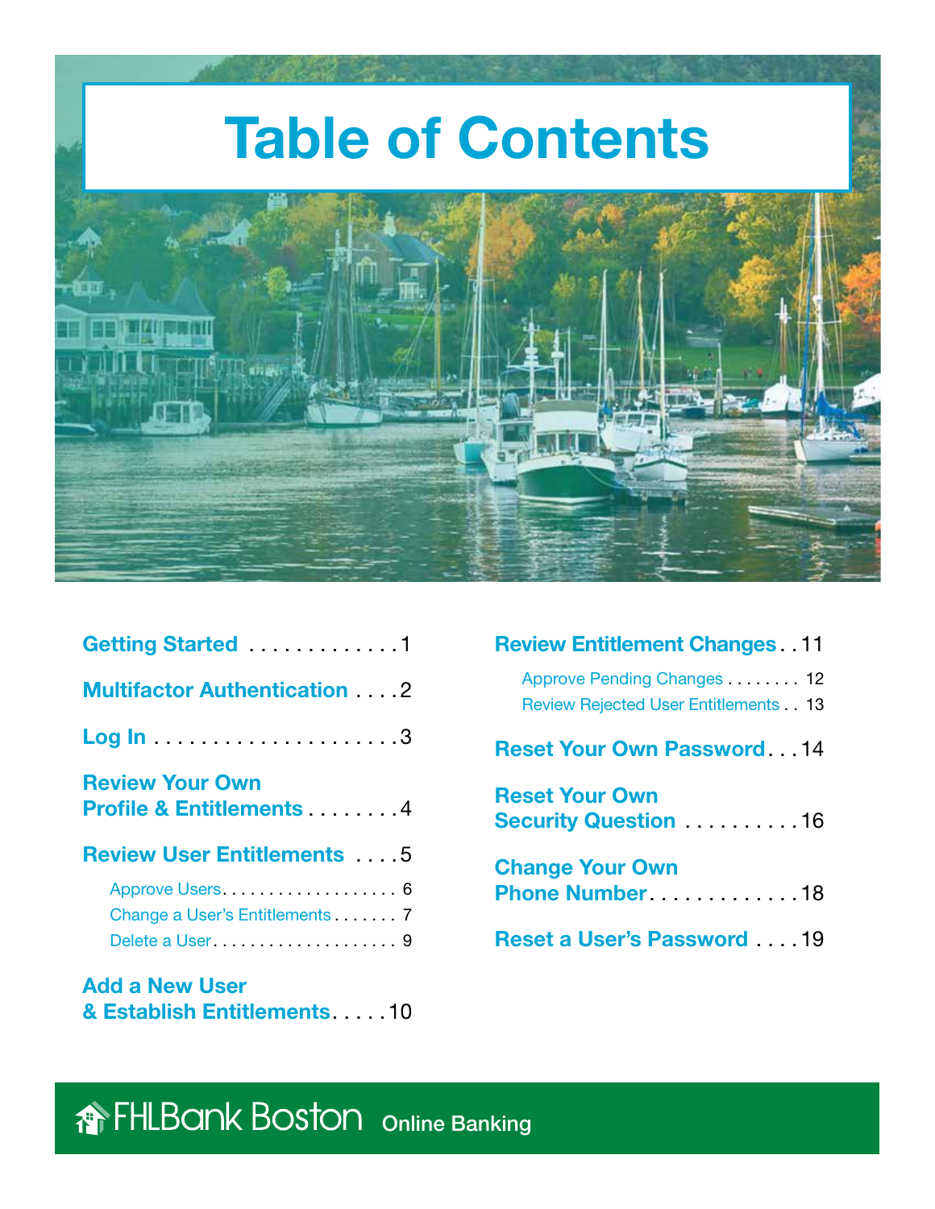# Table of Contents

**Getting Started** . . . . . . . . . . . . . 1

**Multifactor Authentication** . . . . 2

**Log In** . . . . . . . . . . . . . . . . . . . . . . 3

**Review Your Own Profile & Entitlements** . . . . . . . . 4

**Review User Entitlements** . . . . 5

- Approve Users . . . . . . . . . . . . . . . . . . . 6
- Change a User's Entitlements . . . . . . . 7
- Delete a User . . . . . . . . . . . . . . . . . . . . 9

**Add a New User & Establish Entitlements** . . . . . 10

**Review Entitlement Changes** . . 11

- Approve Pending Changes . . . . . . . . 12
- Review Rejected User Entitlements . . 13

**Reset Your Own Password** . . . 14

**Reset Your Own Security Question** . . . . . . . . . . 16

**Change Your Own Phone Number** . . . . . . . . . . . . . 18

**Reset a User's Password** . . . . 19

FHLBank Boston Online Banking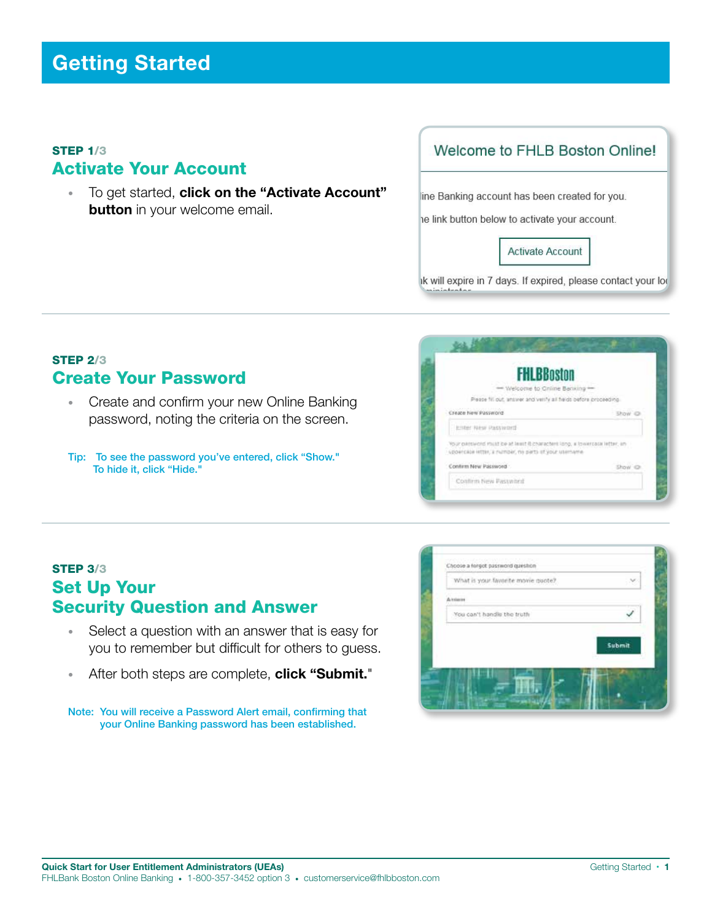# Getting Started

**STEP 1/3**

## Activate Your Account

- To get started, **click on the "Activate Account" button** in your welcome email.

**STEP 2/3**

## Create Your Password

- Create and confirm your new Online Banking password, noting the criteria on the screen.

Tip: To see the password you've entered, click "Show." To hide it, click "Hide."

**STEP 3/3**

## Set Up Your Security Question and Answer

- Select a question with an answer that is easy for you to remember but difficult for others to guess.
- After both steps are complete, **click "Submit."**

Note: You will receive a Password Alert email, confirming that your Online Banking password has been established.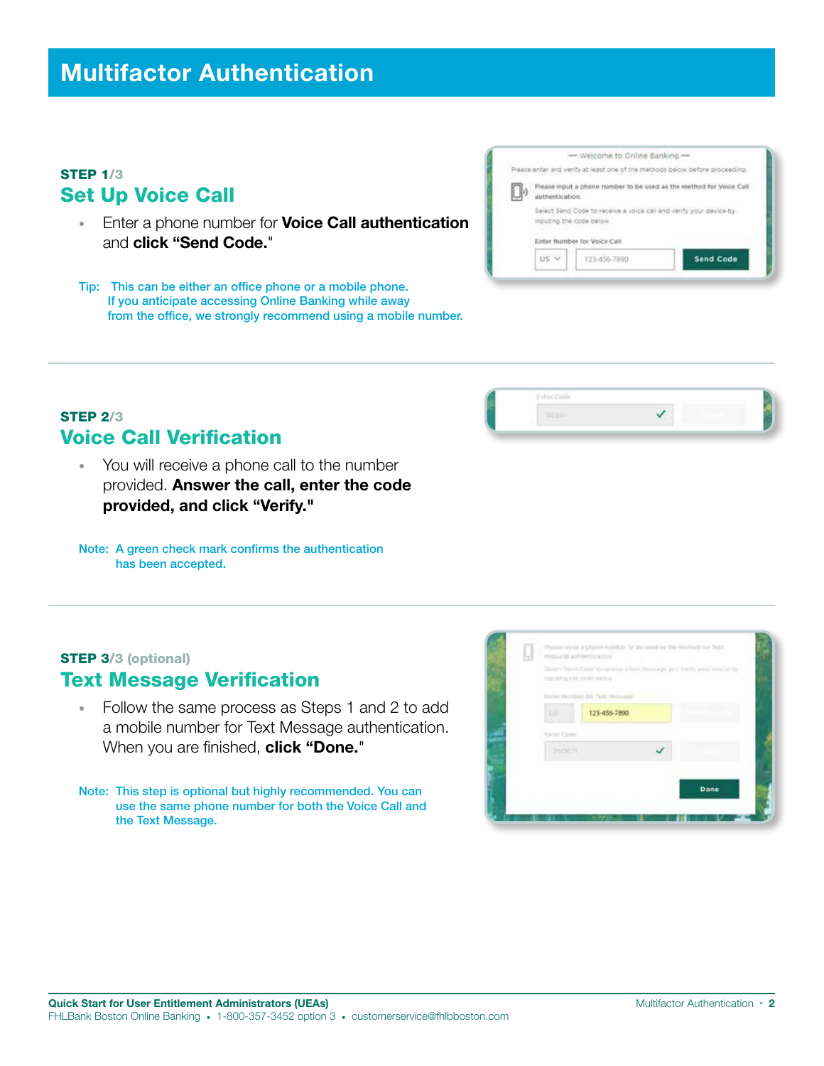# Multifactor Authentication

**STEP 1/3**

## Set Up Voice Call

- Enter a phone number for **Voice Call authentication** and **click "Send Code."**

Tip: This can be either an office phone or a mobile phone. If you anticipate accessing Online Banking while away from the office, we strongly recommend using a mobile number.

**STEP 2/3**

## Voice Call Verification

- You will receive a phone call to the number provided. **Answer the call, enter the code provided, and click "Verify."**

Note: A green check mark confirms the authentication has been accepted.

**STEP 3/3 (optional)**

## Text Message Verification

- Follow the same process as Steps 1 and 2 to add a mobile number for Text Message authentication. When you are finished, **click "Done."**

Note: This step is optional but highly recommended. You can use the same phone number for both the Voice Call and the Text Message.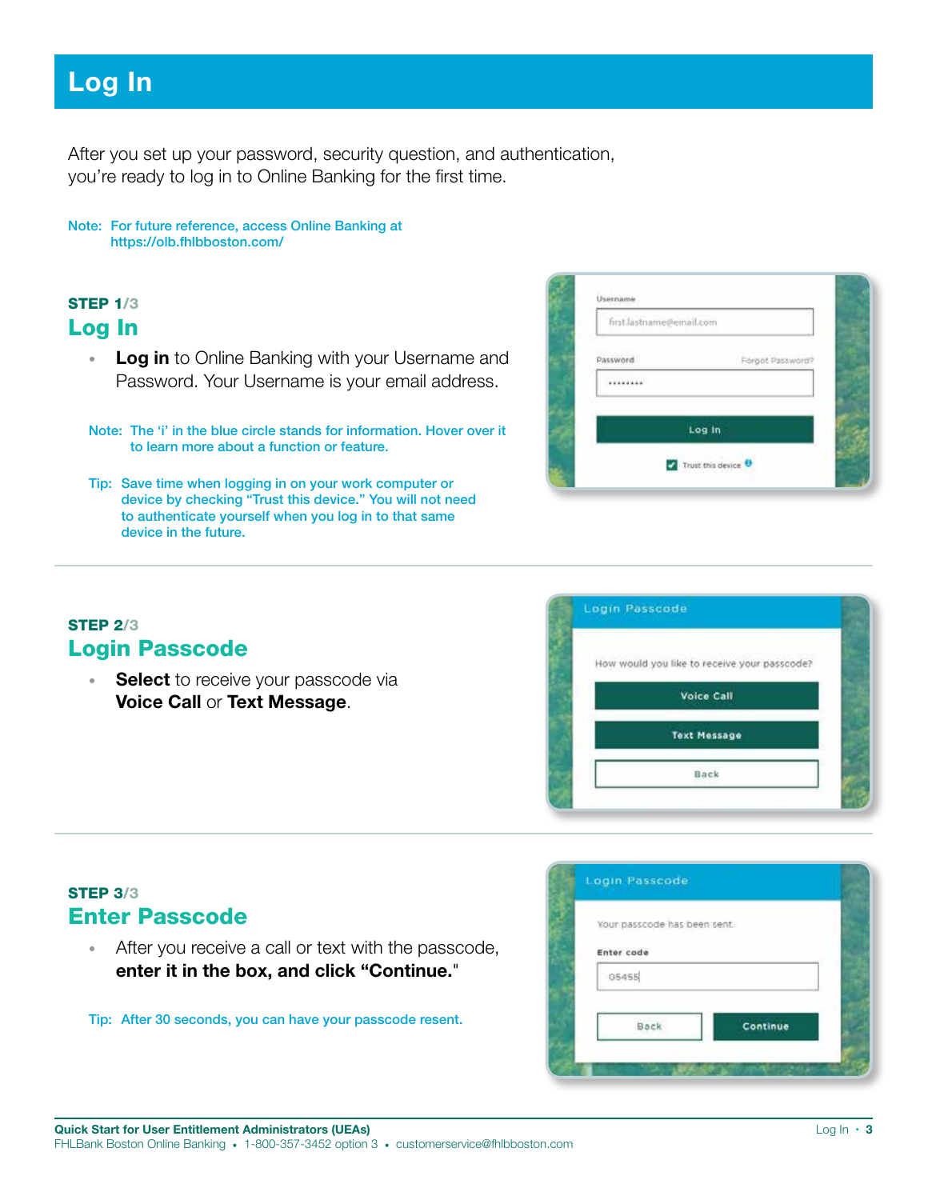# Log In

After you set up your password, security question, and authentication, you're ready to log in to Online Banking for the first time.

Note: For future reference, access Online Banking at https://olb.fhlbboston.com/

**STEP 1/3**

## Log In

- **Log in** to Online Banking with your Username and Password. Your Username is your email address.

Note: The 'i' in the blue circle stands for information. Hover over it to learn more about a function or feature.

Tip: Save time when logging in on your work computer or device by checking "Trust this device." You will not need to authenticate yourself when you log in to that same device in the future.

**STEP 2/3**

## Login Passcode

- **Select** to receive your passcode via **Voice Call** or **Text Message**.

**STEP 3/3**

## Enter Passcode

- After you receive a call or text with the passcode, **enter it in the box, and click "Continue."**

Tip: After 30 seconds, you can have your passcode resent.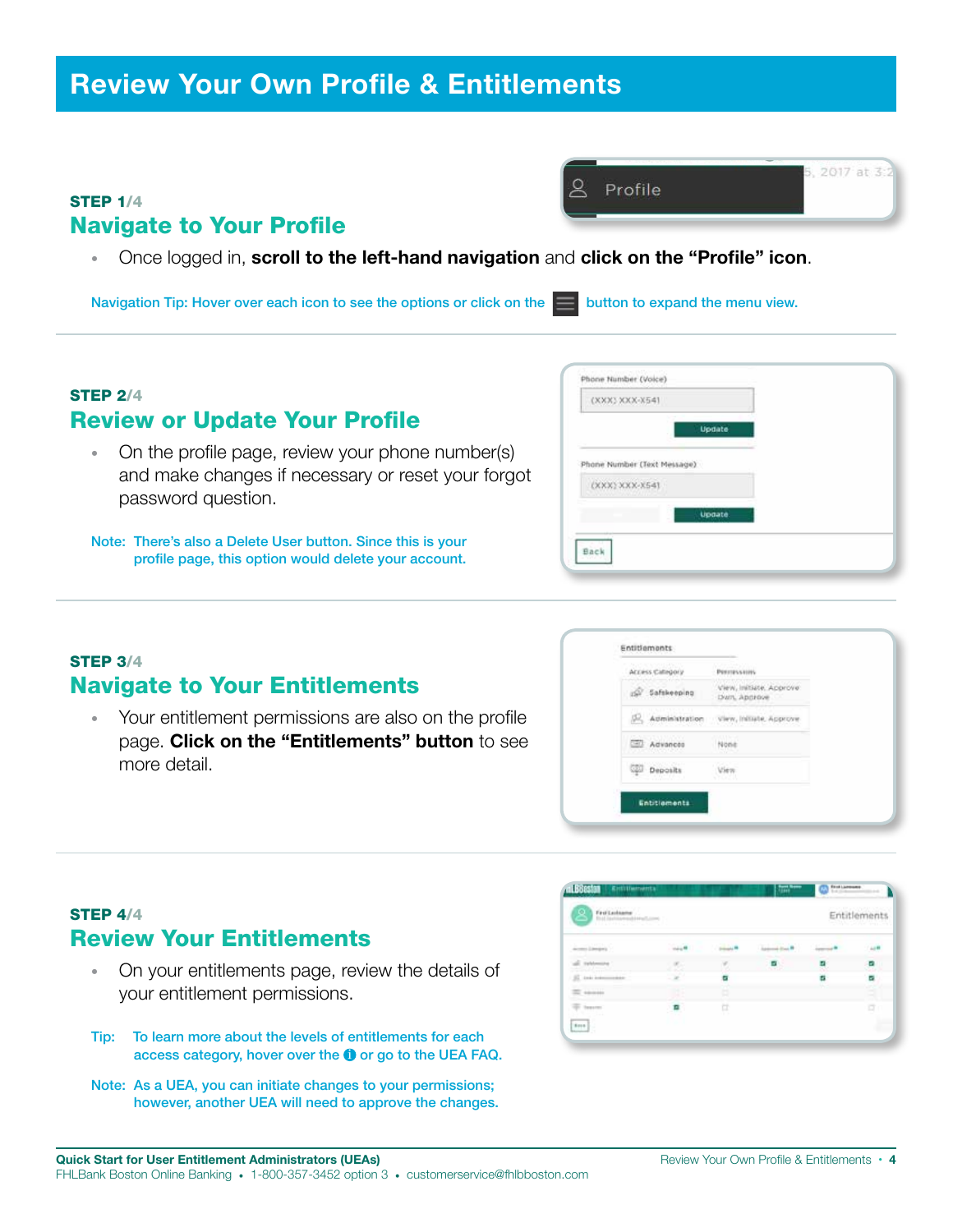# Review Your Own Profile & Entitlements

**STEP 1/4**

## Navigate to Your Profile

- Once logged in, **scroll to the left-hand navigation** and **click on the "Profile" icon**.

Navigation Tip: Hover over each icon to see the options or click on the button to expand the menu view.

---

**STEP 2/4**

## Review or Update Your Profile

- On the profile page, review your phone number(s) and make changes if necessary or reset your forgot password question.

Note: There's also a Delete User button. Since this is your profile page, this option would delete your account.

---

**STEP 3/4**

## Navigate to Your Entitlements

- Your entitlement permissions are also on the profile page. **Click on the "Entitlements" button** to see more detail.

---

**STEP 4/4**

## Review Your Entitlements

- On your entitlements page, review the details of your entitlement permissions.

Tip: To learn more about the levels of entitlements for each access category, hover over the ℹ or go to the UEA FAQ.

Note: As a UEA, you can initiate changes to your permissions; however, another UEA will need to approve the changes.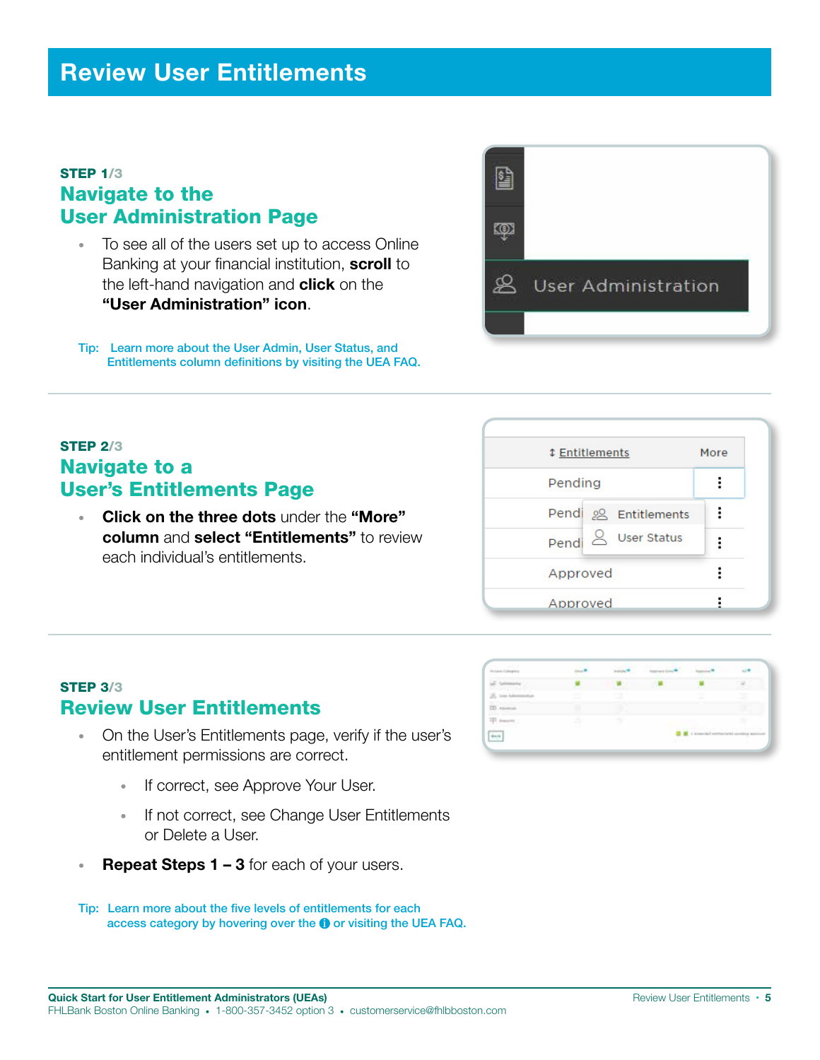# Review User Entitlements

**STEP 1/3**

## Navigate to the User Administration Page

- To see all of the users set up to access Online Banking at your financial institution, **scroll** to the left-hand navigation and **click** on the **"User Administration" icon**.

Tip: Learn more about the User Admin, User Status, and Entitlements column definitions by visiting the UEA FAQ.

**STEP 2/3**

## Navigate to a User's Entitlements Page

- **Click on the three dots** under the **"More" column** and **select "Entitlements"** to review each individual's entitlements.

**STEP 3/3**

## Review User Entitlements

- On the User's Entitlements page, verify if the user's entitlement permissions are correct.
  - If correct, see Approve Your User.
  - If not correct, see Change User Entitlements or Delete a User.
- **Repeat Steps 1 – 3** for each of your users.

Tip: Learn more about the five levels of entitlements for each access category by hovering over the ⓘ or visiting the UEA FAQ.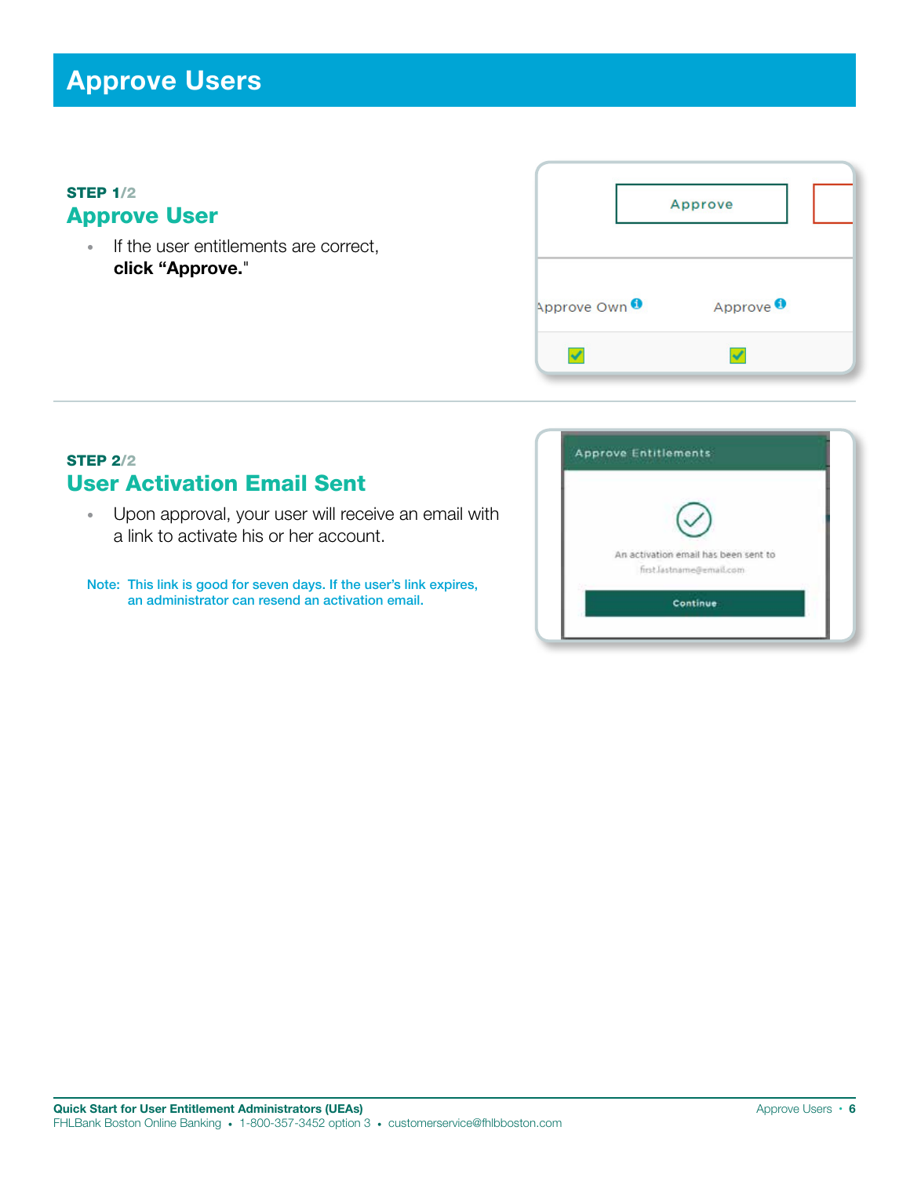# Approve Users

STEP 1/2

## Approve User

- If the user entitlements are correct, **click "Approve."**

STEP 2/2

## User Activation Email Sent

- Upon approval, your user will receive an email with a link to activate his or her account.

Note: This link is good for seven days. If the user's link expires, an administrator can resend an activation email.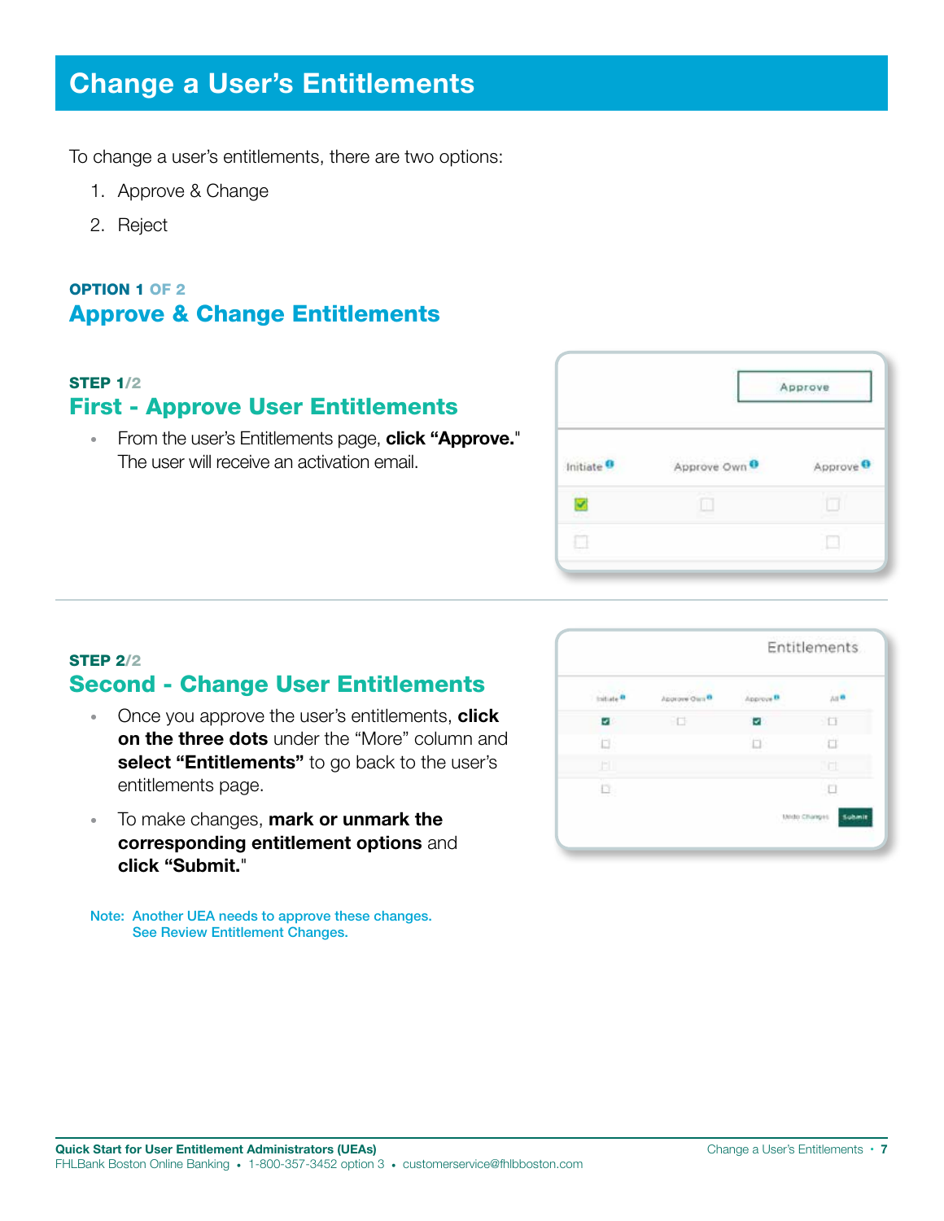# Change a User's Entitlements

To change a user's entitlements, there are two options:

1. Approve & Change
2. Reject

**OPTION 1 OF 2**

## Approve & Change Entitlements

**STEP 1/2**

### First - Approve User Entitlements

- From the user's Entitlements page, **click "Approve."** The user will receive an activation email.

**STEP 2/2**

### Second - Change User Entitlements

- Once you approve the user's entitlements, **click on the three dots** under the "More" column and **select "Entitlements"** to go back to the user's entitlements page.
- To make changes, **mark or unmark the corresponding entitlement options** and **click "Submit."**

Note: Another UEA needs to approve these changes. See Review Entitlement Changes.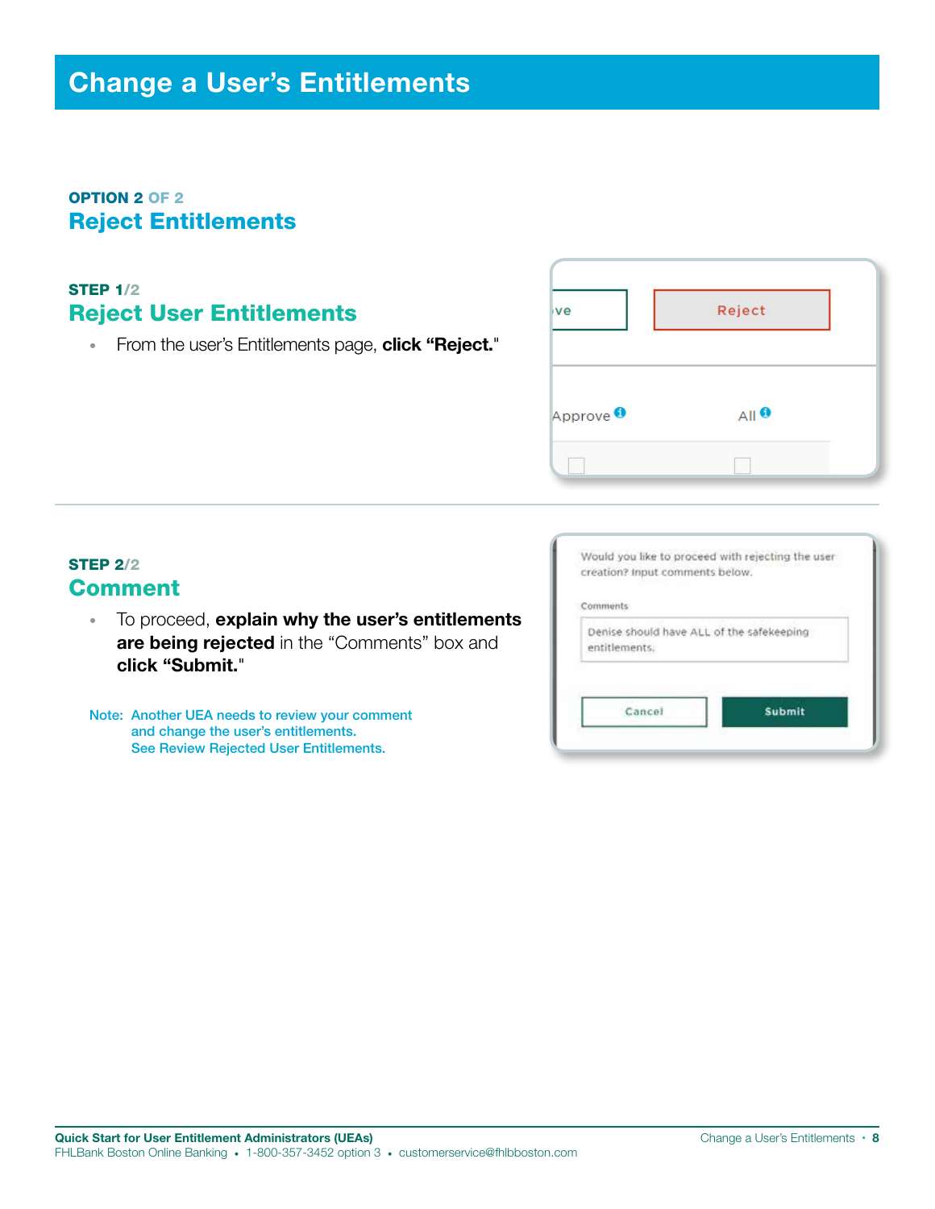# Change a User's Entitlements

**OPTION 2 OF 2**

## Reject Entitlements

**STEP 1/2**

### Reject User Entitlements

- From the user's Entitlements page, **click "Reject."**

**STEP 2/2**

### Comment

- To proceed, **explain why the user's entitlements are being rejected** in the "Comments" box and **click "Submit."**

Note: Another UEA needs to review your comment and change the user's entitlements. See Review Rejected User Entitlements.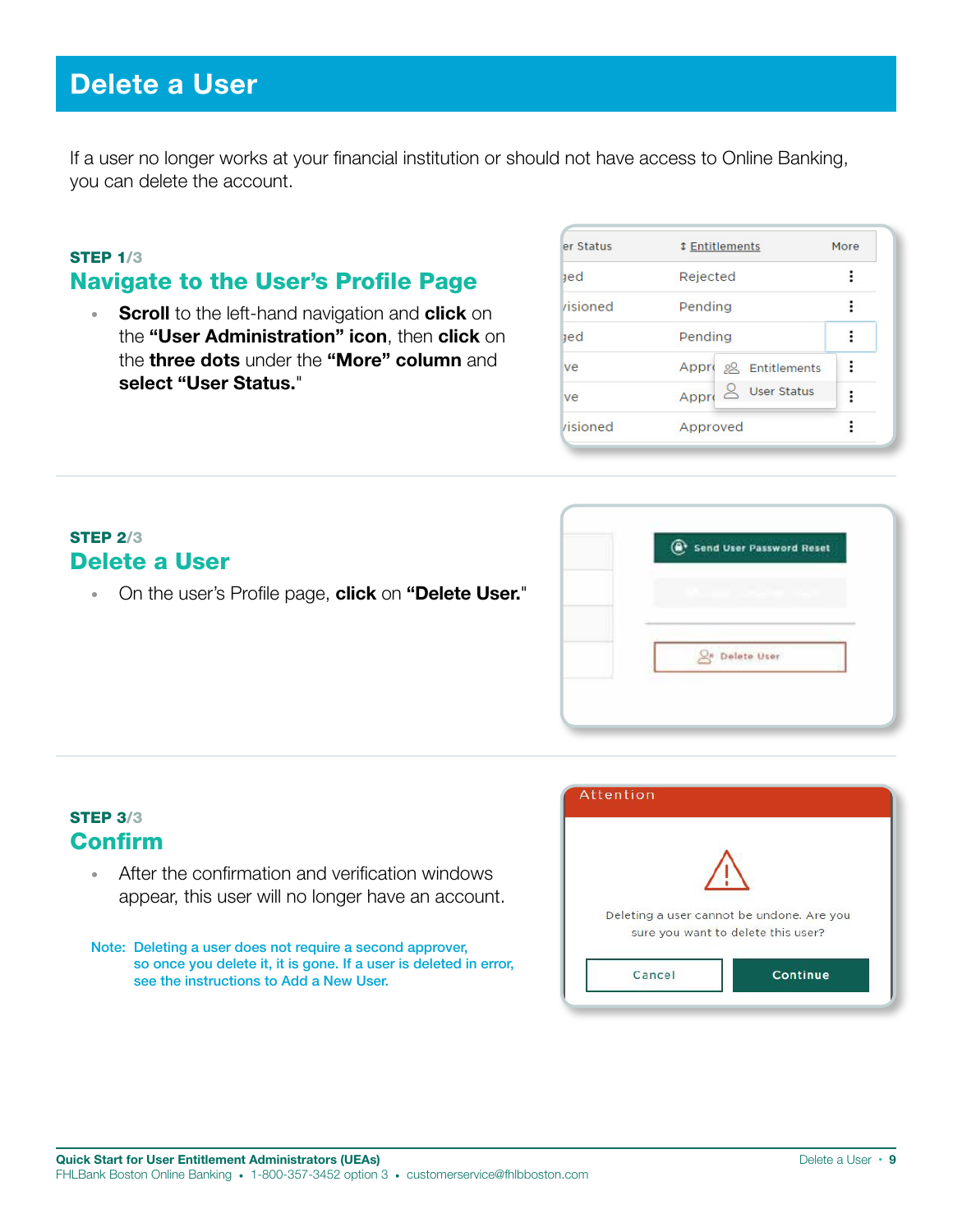# Delete a User

If a user no longer works at your financial institution or should not have access to Online Banking, you can delete the account.

**STEP 1/3**

## Navigate to the User's Profile Page

- **Scroll** to the left-hand navigation and **click** on the **"User Administration" icon**, then **click** on the **three dots** under the **"More" column** and **select "User Status."**

**STEP 2/3**

## Delete a User

- On the user's Profile page, **click** on **"Delete User."**

**STEP 3/3**

## Confirm

- After the confirmation and verification windows appear, this user will no longer have an account.

Note: Deleting a user does not require a second approver, so once you delete it, it is gone. If a user is deleted in error, see the instructions to Add a New User.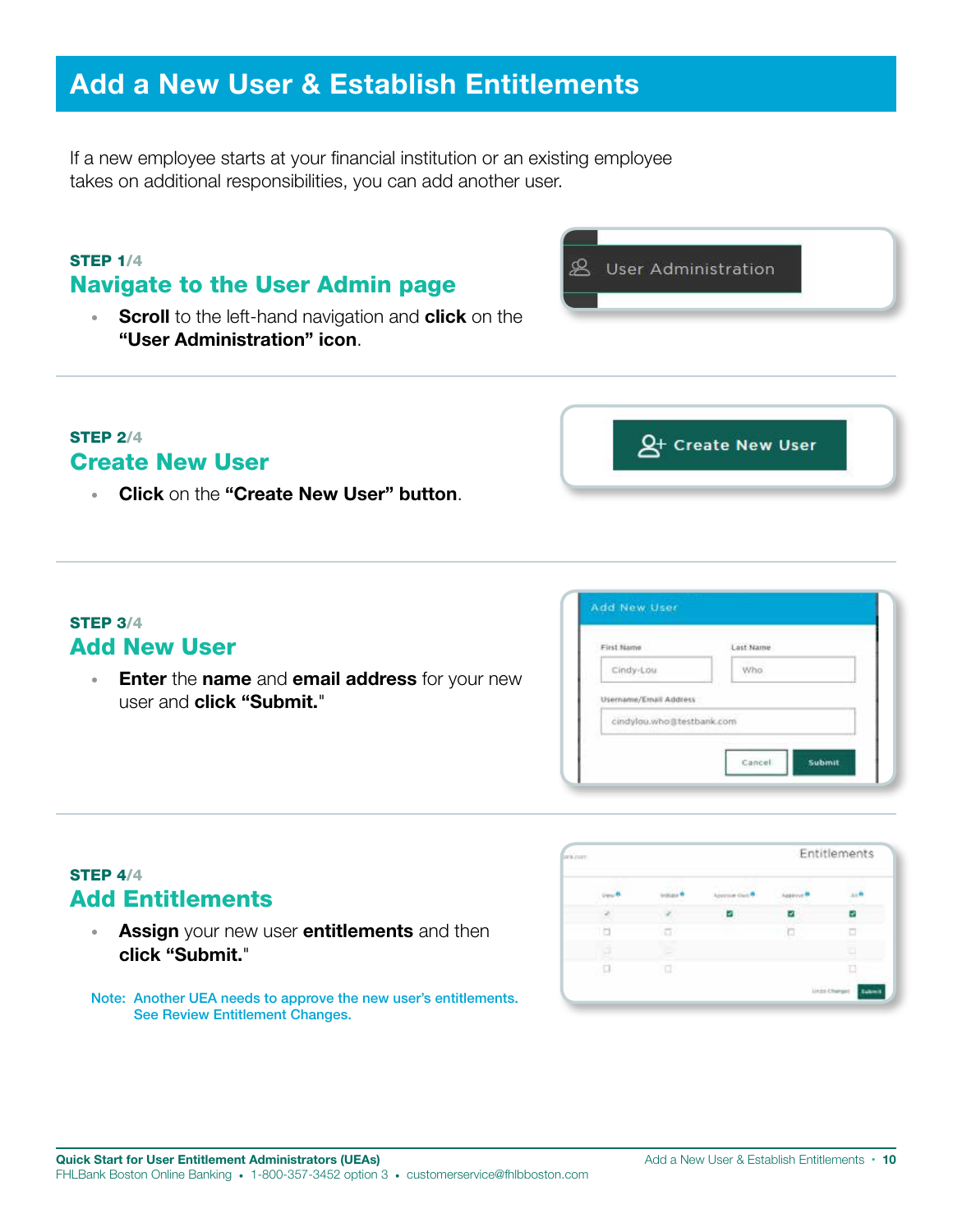# Add a New User & Establish Entitlements

If a new employee starts at your financial institution or an existing employee takes on additional responsibilities, you can add another user.

**STEP 1/4**

## Navigate to the User Admin page

- **Scroll** to the left-hand navigation and **click** on the **"User Administration" icon**.

**STEP 2/4**

## Create New User

- **Click** on the **"Create New User" button**.

**STEP 3/4**

## Add New User

- **Enter** the **name** and **email address** for your new user and **click "Submit."**

**STEP 4/4**

## Add Entitlements

- **Assign** your new user **entitlements** and then **click "Submit."**

Note: Another UEA needs to approve the new user's entitlements. See Review Entitlement Changes.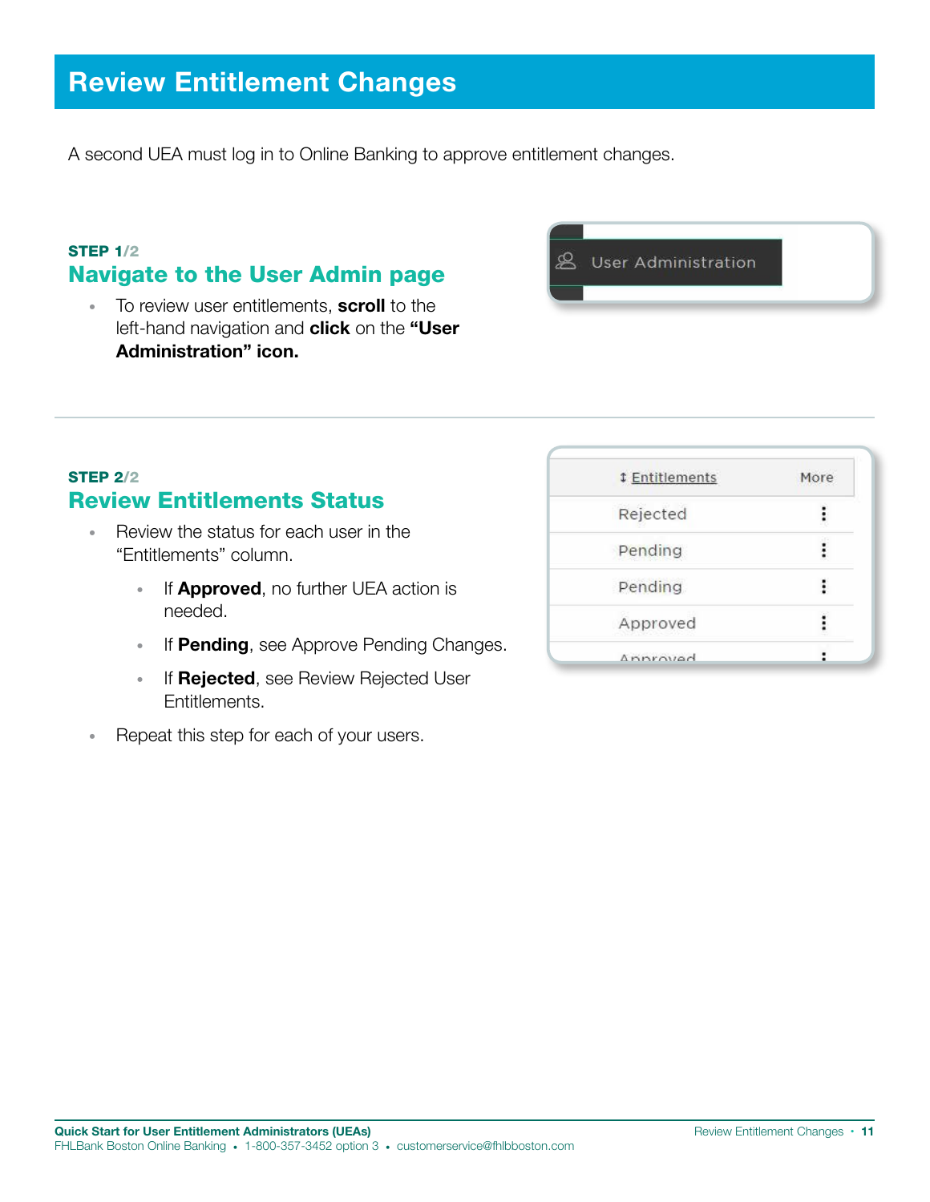# Review Entitlement Changes

A second UEA must log in to Online Banking to approve entitlement changes.

**STEP 1/2**

## Navigate to the User Admin page

- To review user entitlements, **scroll** to the left-hand navigation and **click** on the **"User Administration" icon.**

User Administration

**STEP 2/2**

## Review Entitlements Status

- Review the status for each user in the "Entitlements" column.
  - If **Approved**, no further UEA action is needed.
  - If **Pending**, see Approve Pending Changes.
  - If **Rejected**, see Review Rejected User Entitlements.
- Repeat this step for each of your users.

| ↕ Entitlements | More |
|---|---|
| Rejected | ⋮ |
| Pending | ⋮ |
| Pending | ⋮ |
| Approved | ⋮ |
| Approved | ⋮ |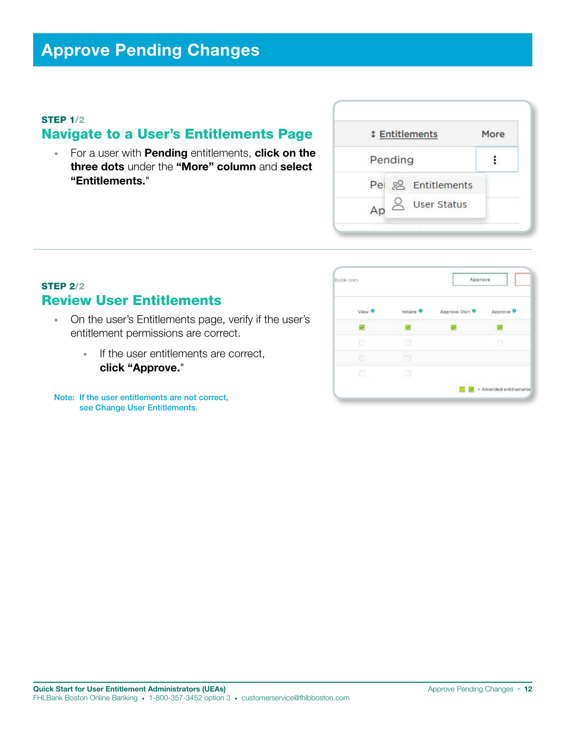# Approve Pending Changes

**STEP 1/2**

## Navigate to a User's Entitlements Page

- For a user with **Pending** entitlements, **click on the three dots** under the **"More" column** and **select "Entitlements."**

**STEP 2/2**

## Review User Entitlements

- On the user's Entitlements page, verify if the user's entitlement permissions are correct.
    - If the user entitlements are correct, **click "Approve."**

Note: If the user entitlements are not correct, see Change User Entitlements.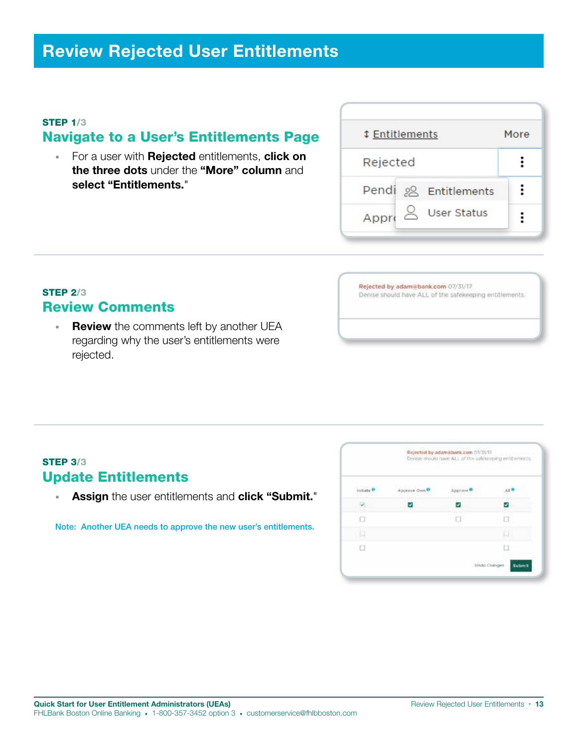# Review Rejected User Entitlements

**STEP 1/3**

## Navigate to a User's Entitlements Page

- For a user with **Rejected** entitlements, **click on the three dots** under the **"More" column** and **select "Entitlements."**

**STEP 2/3**

## Review Comments

- **Review** the comments left by another UEA regarding why the user's entitlements were rejected.

**STEP 3/3**

## Update Entitlements

- **Assign** the user entitlements and **click "Submit."**

Note: Another UEA needs to approve the new user's entitlements.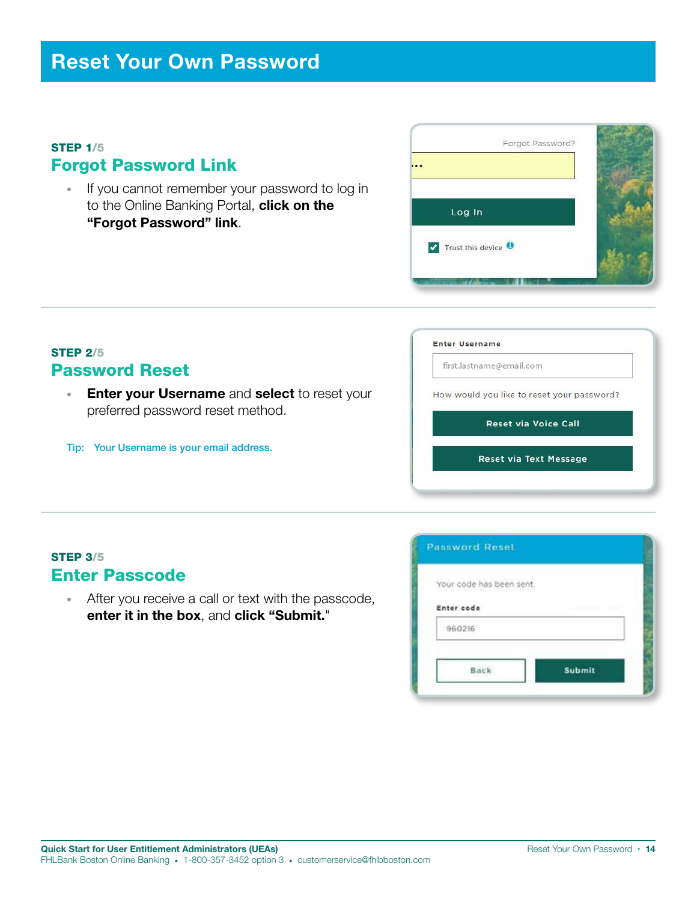# Reset Your Own Password

**STEP 1/5**

## Forgot Password Link

- If you cannot remember your password to log in to the Online Banking Portal, **click on the "Forgot Password" link**.

**STEP 2/5**

## Password Reset

- **Enter your Username** and **select** to reset your preferred password reset method.

Tip: Your Username is your email address.

**STEP 3/5**

## Enter Passcode

- After you receive a call or text with the passcode, **enter it in the box**, and **click "Submit."**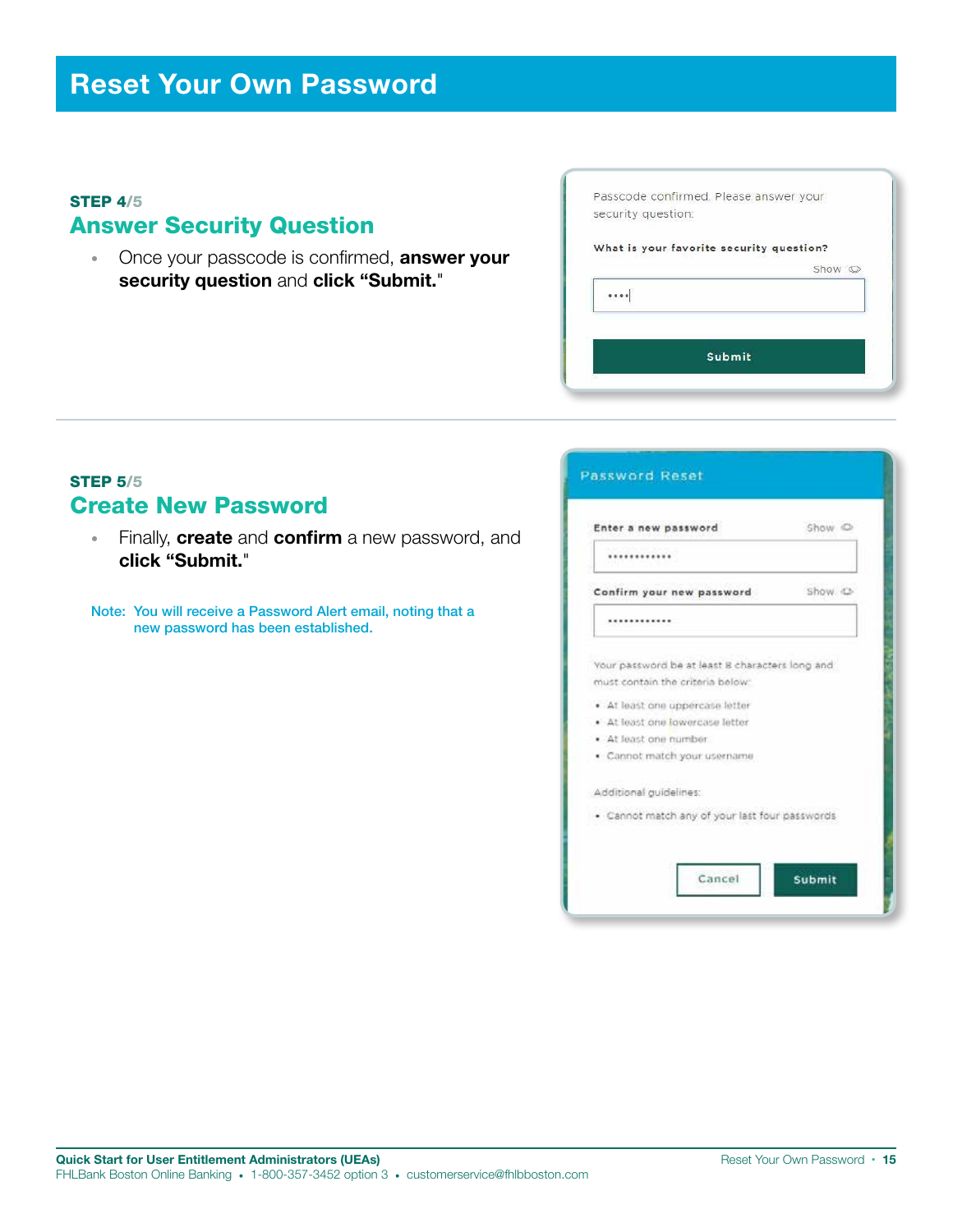# Reset Your Own Password

**STEP 4/5**

## Answer Security Question

- Once your passcode is confirmed, **answer your security question** and **click "Submit."**

Passcode confirmed. Please answer your security question:

**What is your favorite security question?**

Show

••••

Submit

---

**STEP 5/5**

## Create New Password

- Finally, **create** and **confirm** a new password, and **click "Submit."**

Note: You will receive a Password Alert email, noting that a new password has been established.

Password Reset

**Enter a new password** Show

••••••••••••

**Confirm your new password** Show

••••••••••••

Your password be at least 8 characters long and must contain the criteria below:

- At least one uppercase letter
- At least one lowercase letter
- At least one number
- Cannot match your username

Additional guidelines:

- Cannot match any of your last four passwords

Cancel Submit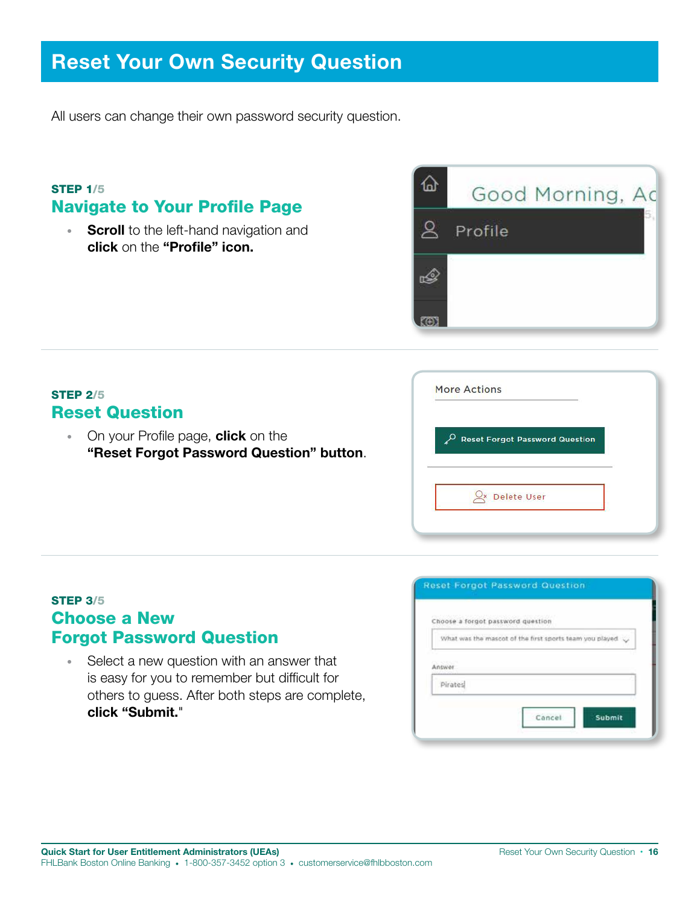# Reset Your Own Security Question

All users can change their own password security question.

**STEP 1/5**

## Navigate to Your Profile Page

- **Scroll** to the left-hand navigation and **click** on the **"Profile" icon.**

**STEP 2/5**

## Reset Question

- On your Profile page, **click** on the **"Reset Forgot Password Question" button**.

**STEP 3/5**

## Choose a New Forgot Password Question

- Select a new question with an answer that is easy for you to remember but difficult for others to guess. After both steps are complete, **click "Submit."**"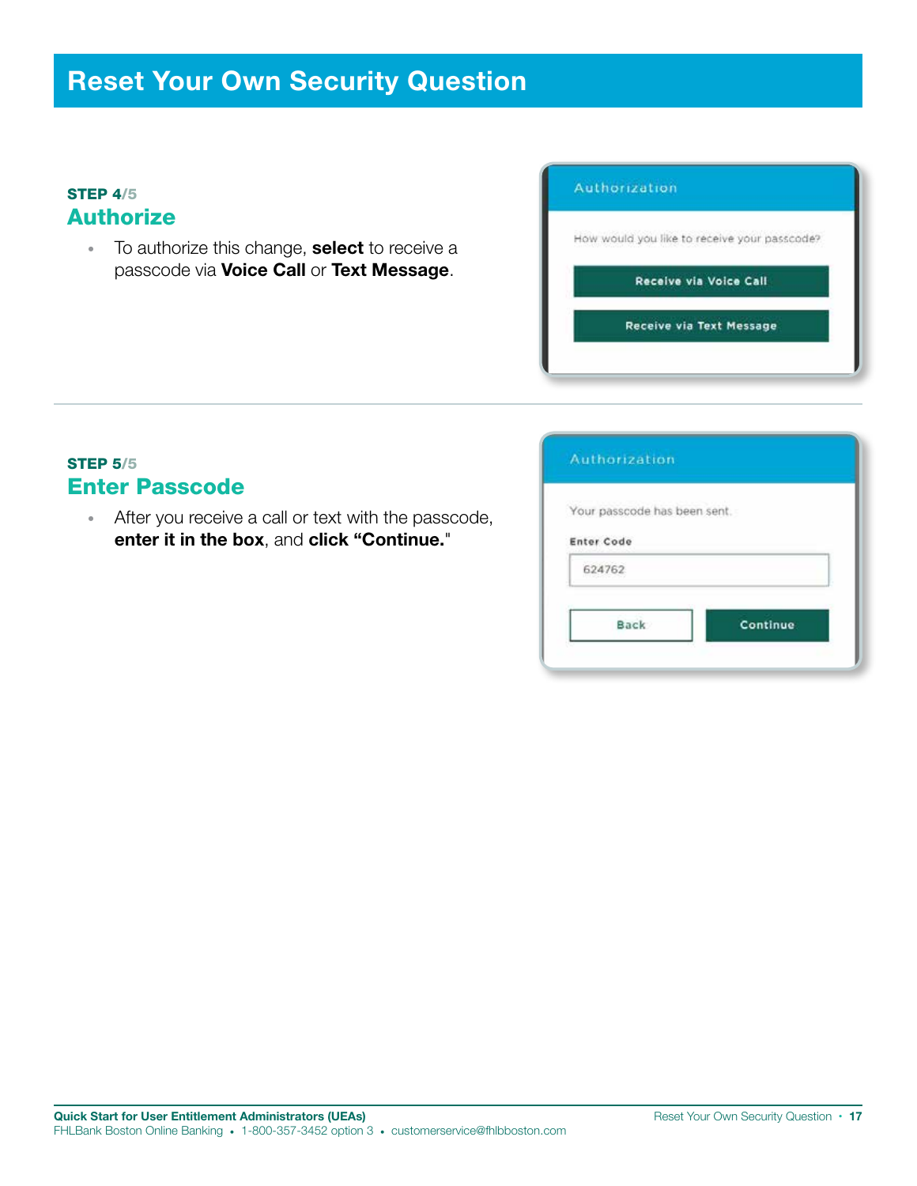# Reset Your Own Security Question

**STEP 4/5**

## Authorize

- To authorize this change, **select** to receive a passcode via **Voice Call** or **Text Message**.

Authorization

How would you like to receive your passcode?

Receive via Voice Call

Receive via Text Message

---

**STEP 5/5**

## Enter Passcode

- After you receive a call or text with the passcode, **enter it in the box**, and **click "Continue."**

Authorization

Your passcode has been sent.

Enter Code

624762

Back | Continue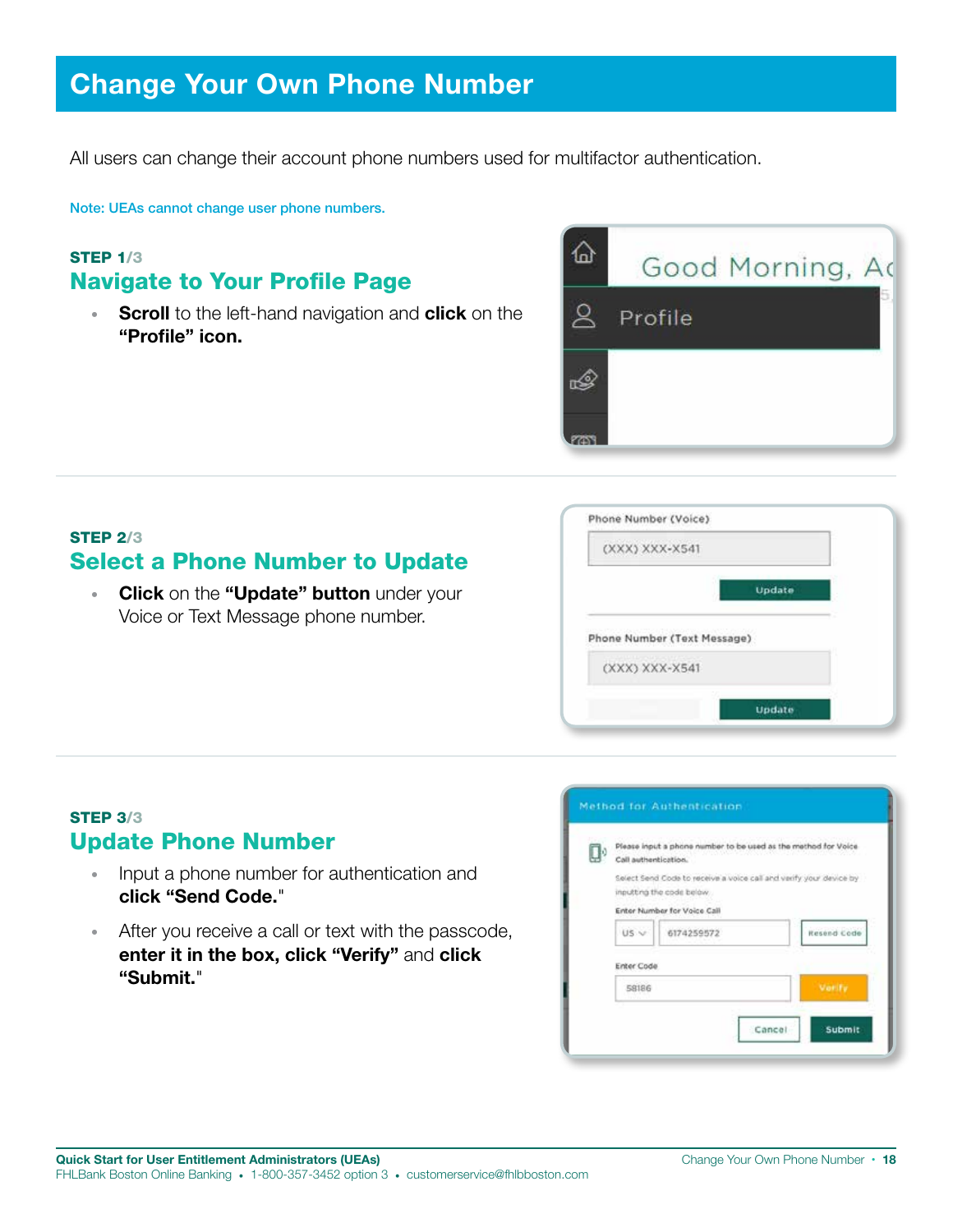# Change Your Own Phone Number

All users can change their account phone numbers used for multifactor authentication.

Note: UEAs cannot change user phone numbers.

**STEP 1/3**

## Navigate to Your Profile Page

- **Scroll** to the left-hand navigation and **click** on the **"Profile" icon.**

**STEP 2/3**

## Select a Phone Number to Update

- **Click** on the **"Update" button** under your Voice or Text Message phone number.

**STEP 3/3**

## Update Phone Number

- Input a phone number for authentication and **click "Send Code."**
- After you receive a call or text with the passcode, **enter it in the box, click "Verify"** and **click "Submit."**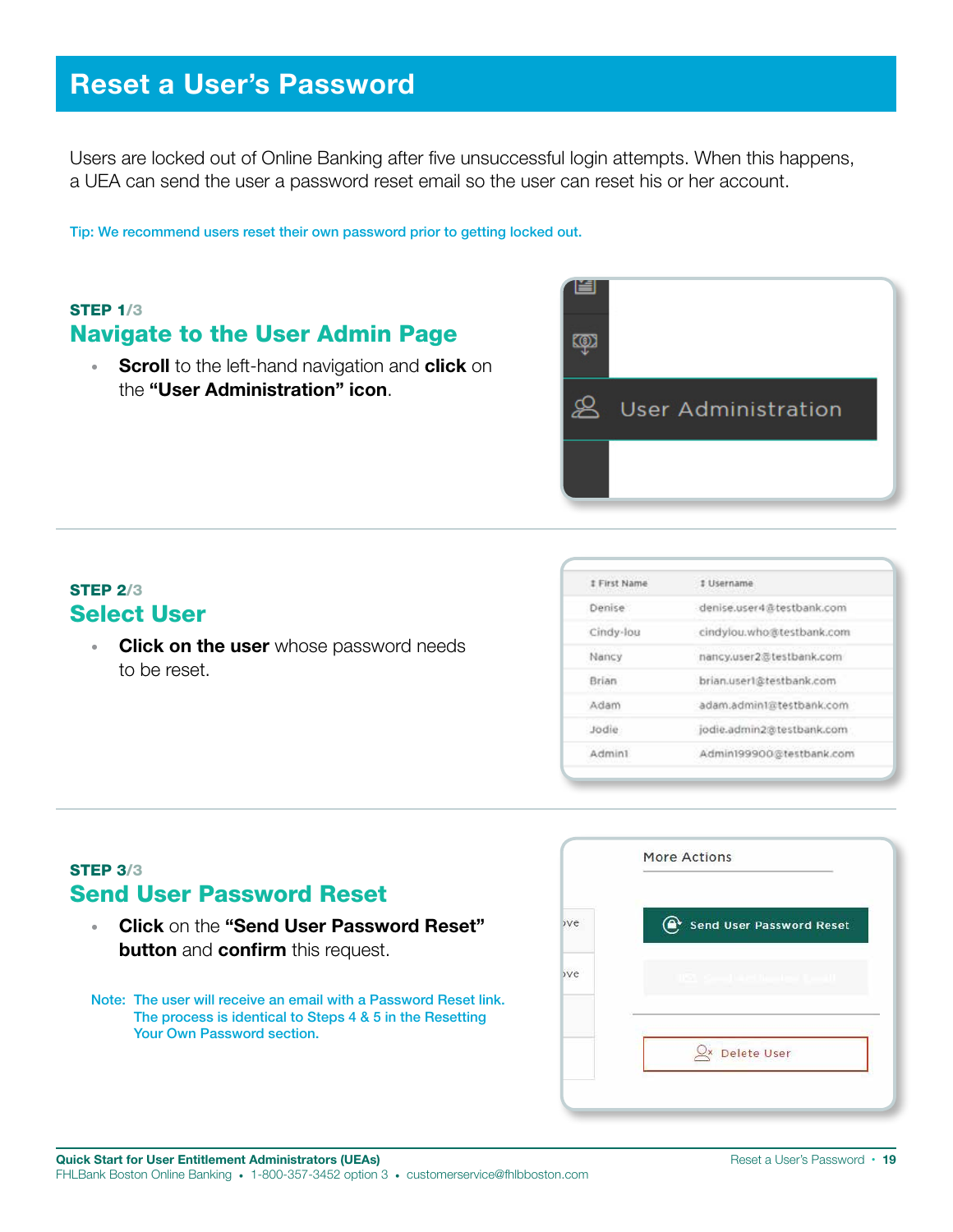# Reset a User's Password

Users are locked out of Online Banking after five unsuccessful login attempts. When this happens, a UEA can send the user a password reset email so the user can reset his or her account.

Tip: We recommend users reset their own password prior to getting locked out.

STEP 1/3

## Navigate to the User Admin Page

- **Scroll** to the left-hand navigation and **click** on the **"User Administration" icon**.

User Administration

STEP 2/3

## Select User

- **Click on the user** whose password needs to be reset.

| First Name | Username |
|---|---|
| Denise | denise.user4@testbank.com |
| Cindy-lou | cindylou.who@testbank.com |
| Nancy | nancy.user2@testbank.com |
| Brian | brian.user1@testbank.com |
| Adam | adam.admin1@testbank.com |
| Jodie | jodie.admin2@testbank.com |
| Admin1 | Admin199900@testbank.com |

STEP 3/3

## Send User Password Reset

- **Click** on the **"Send User Password Reset" button** and **confirm** this request.

Note: The user will receive an email with a Password Reset link. The process is identical to Steps 4 & 5 in the Resetting Your Own Password section.

More Actions

Send User Password Reset

Delete User

**Quick Start for User Entitlement Administrators (UEAs)**
FHLBank Boston Online Banking • 1-800-357-3452 option 3 • customerservice@fhlbboston.com